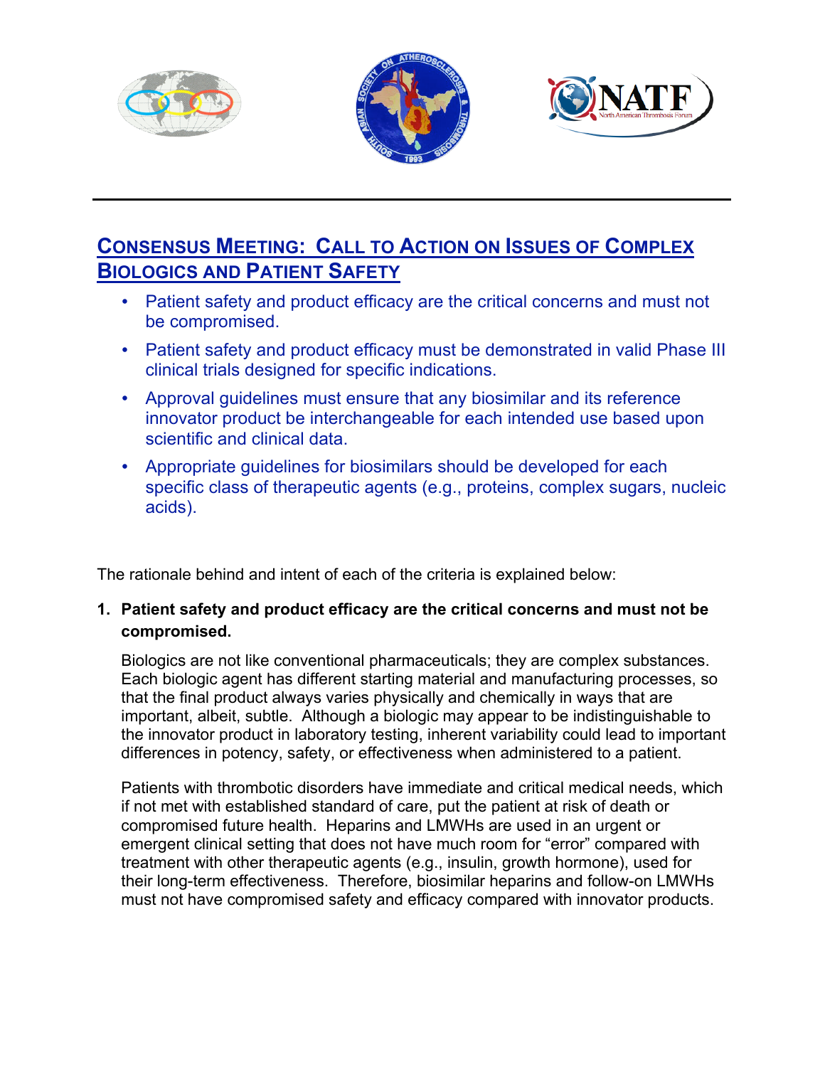# Consensus Meeting: Call to Action on Issues of Complex Biologics and Patient Safety

- Patient safety and product efficacy are the critical concerns and must not be compromised.
- Patient safety and product efficacy must be demonstrated in valid Phase III clinical trials designed for specific indications.
- Approval guidelines must ensure that any biosimilar and its reference innovator product be interchangeable for each intended use based upon scientific and clinical data.
- Appropriate guidelines for biosimilars should be developed for each specific class of therapeutic agents (e.g., proteins, complex sugars, nucleic acids).

The rationale behind and intent of each of the criteria is explained below:

**1. Patient safety and product efficacy are the critical concerns and must not be compromised.**

Biologics are not like conventional pharmaceuticals; they are complex substances. Each biologic agent has different starting material and manufacturing processes, so that the final product always varies physically and chemically in ways that are important, albeit, subtle. Although a biologic may appear to be indistinguishable to the innovator product in laboratory testing, inherent variability could lead to important differences in potency, safety, or effectiveness when administered to a patient.

Patients with thrombotic disorders have immediate and critical medical needs, which if not met with established standard of care, put the patient at risk of death or compromised future health. Heparins and LMWHs are used in an urgent or emergent clinical setting that does not have much room for "error" compared with treatment with other therapeutic agents (e.g., insulin, growth hormone), used for their long-term effectiveness. Therefore, biosimilar heparins and follow-on LMWHs must not have compromised safety and efficacy compared with innovator products.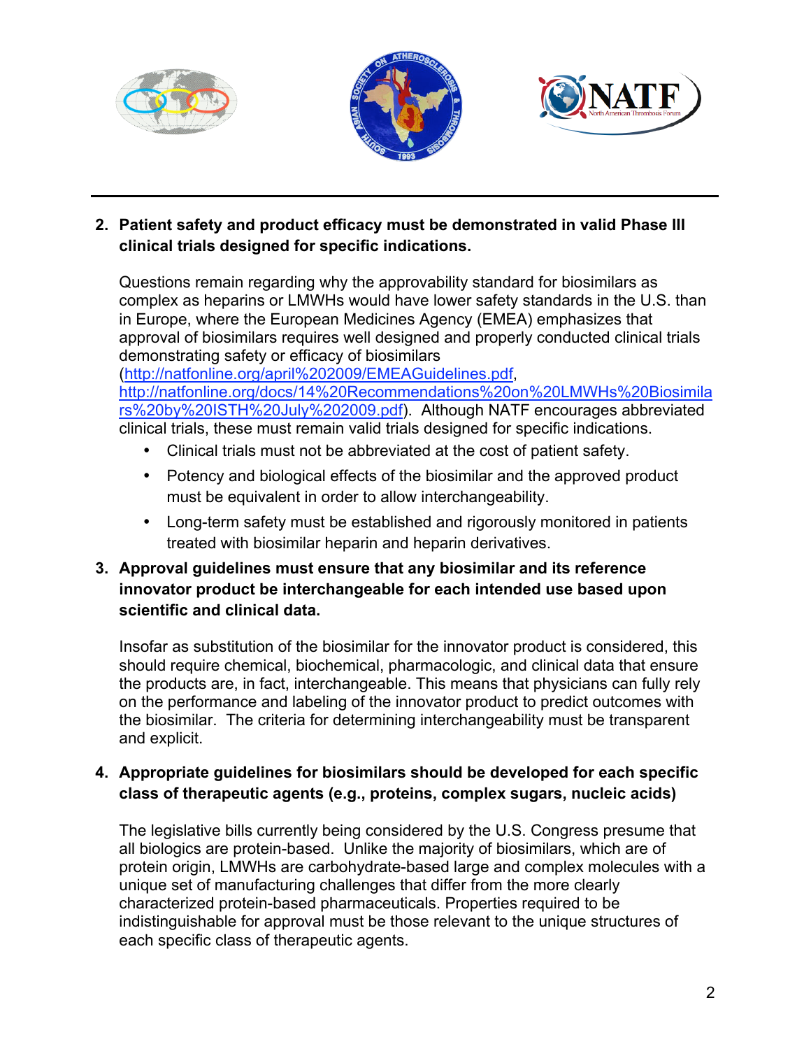2. **Patient safety and product efficacy must be demonstrated in valid Phase III clinical trials designed for specific indications.**

   Questions remain regarding why the approvability standard for biosimilars as complex as heparins or LMWHs would have lower safety standards in the U.S. than in Europe, where the European Medicines Agency (EMEA) emphasizes that approval of biosimilars requires well designed and properly conducted clinical trials demonstrating safety or efficacy of biosimilars (http://natfonline.org/april%202009/EMEAGuidelines.pdf, http://natfonline.org/docs/14%20Recommendations%20on%20LMWHs%20Biosimilars%20by%20ISTH%20July%202009.pdf). Although NATF encourages abbreviated clinical trials, these must remain valid trials designed for specific indications.

   - Clinical trials must not be abbreviated at the cost of patient safety.
   - Potency and biological effects of the biosimilar and the approved product must be equivalent in order to allow interchangeability.
   - Long-term safety must be established and rigorously monitored in patients treated with biosimilar heparin and heparin derivatives.

3. **Approval guidelines must ensure that any biosimilar and its reference innovator product be interchangeable for each intended use based upon scientific and clinical data.**

   Insofar as substitution of the biosimilar for the innovator product is considered, this should require chemical, biochemical, pharmacologic, and clinical data that ensure the products are, in fact, interchangeable. This means that physicians can fully rely on the performance and labeling of the innovator product to predict outcomes with the biosimilar. The criteria for determining interchangeability must be transparent and explicit.

4. **Appropriate guidelines for biosimilars should be developed for each specific class of therapeutic agents (e.g., proteins, complex sugars, nucleic acids)**

   The legislative bills currently being considered by the U.S. Congress presume that all biologics are protein-based. Unlike the majority of biosimilars, which are of protein origin, LMWHs are carbohydrate-based large and complex molecules with a unique set of manufacturing challenges that differ from the more clearly characterized protein-based pharmaceuticals. Properties required to be indistinguishable for approval must be those relevant to the unique structures of each specific class of therapeutic agents.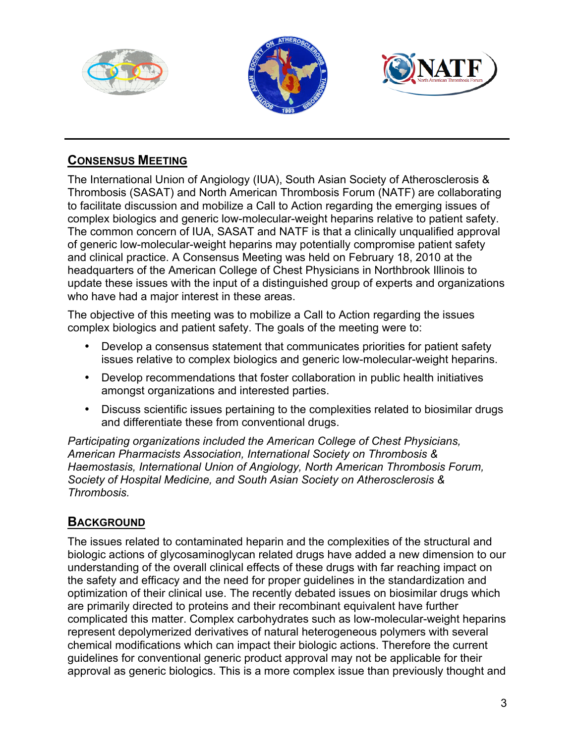## Consensus Meeting

The International Union of Angiology (IUA), South Asian Society of Atherosclerosis & Thrombosis (SASAT) and North American Thrombosis Forum (NATF) are collaborating to facilitate discussion and mobilize a Call to Action regarding the emerging issues of complex biologics and generic low-molecular-weight heparins relative to patient safety. The common concern of IUA, SASAT and NATF is that a clinically unqualified approval of generic low-molecular-weight heparins may potentially compromise patient safety and clinical practice. A Consensus Meeting was held on February 18, 2010 at the headquarters of the American College of Chest Physicians in Northbrook Illinois to update these issues with the input of a distinguished group of experts and organizations who have had a major interest in these areas.

The objective of this meeting was to mobilize a Call to Action regarding the issues complex biologics and patient safety. The goals of the meeting were to:

- Develop a consensus statement that communicates priorities for patient safety issues relative to complex biologics and generic low-molecular-weight heparins.
- Develop recommendations that foster collaboration in public health initiatives amongst organizations and interested parties.
- Discuss scientific issues pertaining to the complexities related to biosimilar drugs and differentiate these from conventional drugs.

*Participating organizations included the American College of Chest Physicians, American Pharmacists Association, International Society on Thrombosis & Haemostasis, International Union of Angiology, North American Thrombosis Forum, Society of Hospital Medicine, and South Asian Society on Atherosclerosis & Thrombosis.*

## Background

The issues related to contaminated heparin and the complexities of the structural and biologic actions of glycosaminoglycan related drugs have added a new dimension to our understanding of the overall clinical effects of these drugs with far reaching impact on the safety and efficacy and the need for proper guidelines in the standardization and optimization of their clinical use. The recently debated issues on biosimilar drugs which are primarily directed to proteins and their recombinant equivalent have further complicated this matter. Complex carbohydrates such as low-molecular-weight heparins represent depolymerized derivatives of natural heterogeneous polymers with several chemical modifications which can impact their biologic actions. Therefore the current guidelines for conventional generic product approval may not be applicable for their approval as generic biologics. This is a more complex issue than previously thought and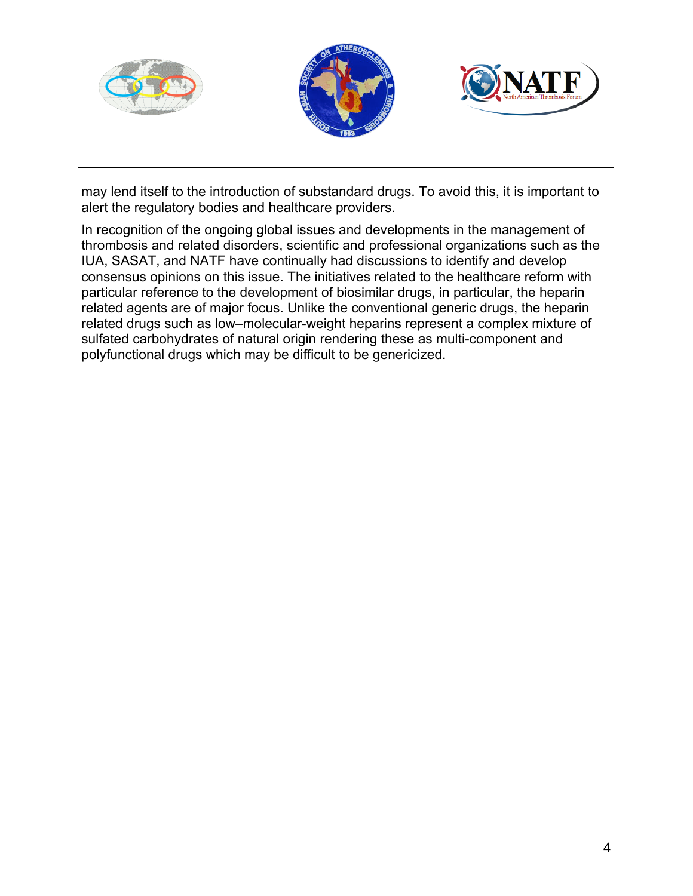may lend itself to the introduction of substandard drugs. To avoid this, it is important to alert the regulatory bodies and healthcare providers.

In recognition of the ongoing global issues and developments in the management of thrombosis and related disorders, scientific and professional organizations such as the IUA, SASAT, and NATF have continually had discussions to identify and develop consensus opinions on this issue. The initiatives related to the healthcare reform with particular reference to the development of biosimilar drugs, in particular, the heparin related agents are of major focus. Unlike the conventional generic drugs, the heparin related drugs such as low–molecular-weight heparins represent a complex mixture of sulfated carbohydrates of natural origin rendering these as multi-component and polyfunctional drugs which may be difficult to be genericized.